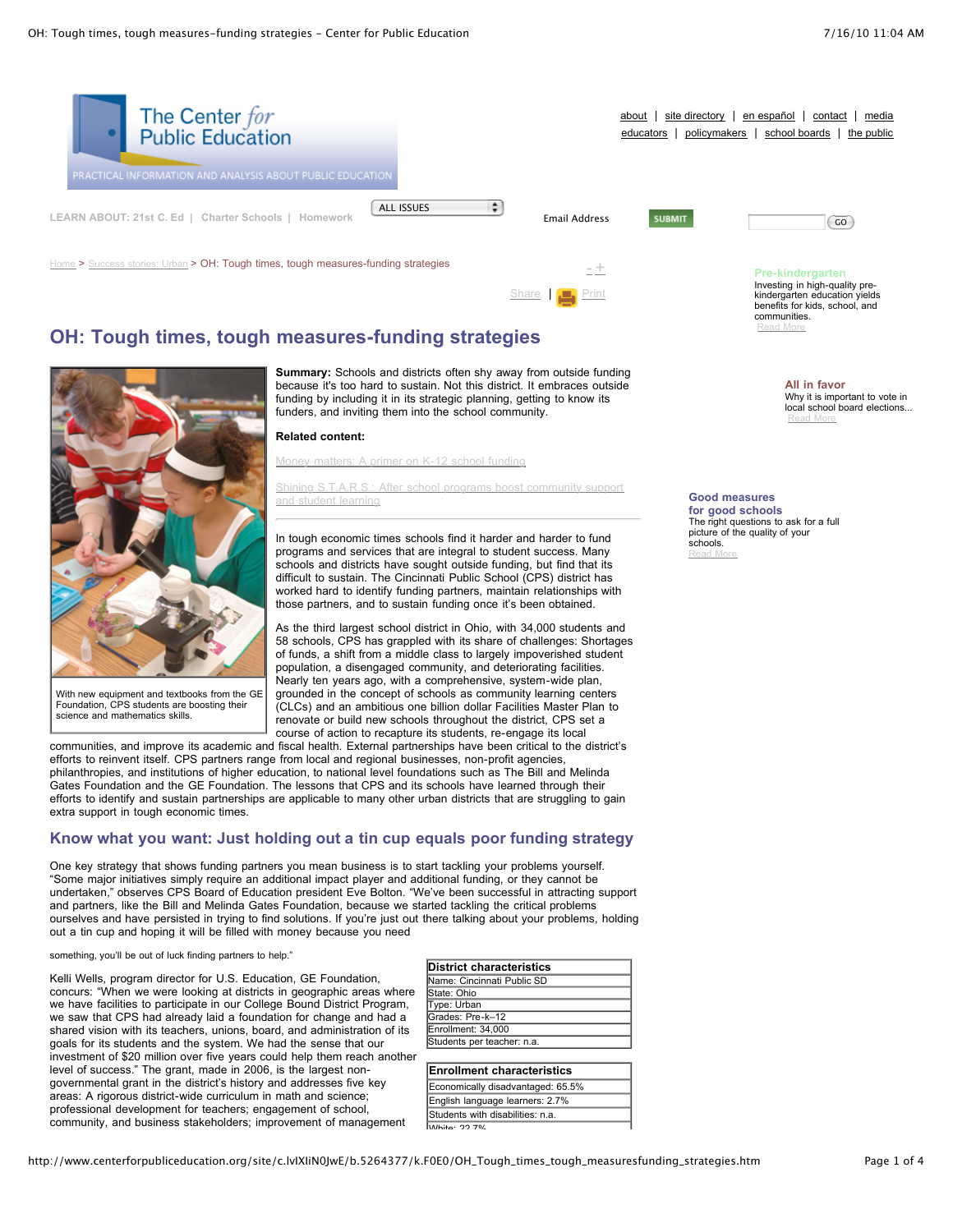# OH: Tough times, tough measures-funding strategies

With new equipment and textbooks from the GE Foundation, CPS students are boosting their science and mathematics skills.

**Summary:** Schools and districts often shy away from outside funding because it's too hard to sustain. Not this district. It embraces outside funding by including it in its strategic planning, getting to know its funders, and inviting them into the school community.

**Related content:**

Money matters: A primer on K-12 school funding

Shining S.T.A.R.S.: After school programs boost community support and student learning

In tough economic times schools find it harder and harder to fund programs and services that are integral to student success. Many schools and districts have sought outside funding, but find that its difficult to sustain. The Cincinnati Public School (CPS) district has worked hard to identify funding partners, maintain relationships with those partners, and to sustain funding once it's been obtained.

As the third largest school district in Ohio, with 34,000 students and 58 schools, CPS has grappled with its share of challenges: Shortages of funds, a shift from a middle class to largely impoverished student population, a disengaged community, and deteriorating facilities. Nearly ten years ago, with a comprehensive, system-wide plan, grounded in the concept of schools as community learning centers (CLCs) and an ambitious one billion dollar Facilities Master Plan to renovate or build new schools throughout the district, CPS set a course of action to recapture its students, re-engage its local communities, and improve its academic and fiscal health. External partnerships have been critical to the district's efforts to reinvent itself. CPS partners range from local and regional businesses, non-profit agencies, philanthropies, and institutions of higher education, to national level foundations such as The Bill and Melinda Gates Foundation and the GE Foundation. The lessons that CPS and its schools have learned through their efforts to identify and sustain partnerships are applicable to many other urban districts that are struggling to gain extra support in tough economic times.

## Know what you want: Just holding out a tin cup equals poor funding strategy

One key strategy that shows funding partners you mean business is to start tackling your problems yourself. "Some major initiatives simply require an additional impact player and additional funding, or they cannot be undertaken," observes CPS Board of Education president Eve Bolton. "We've been successful in attracting support and partners, like the Bill and Melinda Gates Foundation, because we started tackling the critical problems ourselves and have persisted in trying to find solutions. If you're just out there talking about your problems, holding out a tin cup and hoping it will be filled with money because you need something, you'll be out of luck finding partners to help."

Kelli Wells, program director for U.S. Education, GE Foundation, concurs: "When we were looking at districts in geographic areas where we have facilities to participate in our College Bound District Program, we saw that CPS had already laid a foundation for change and had a shared vision with its teachers, unions, board, and administration of its goals for its students and the system. We had the sense that our investment of $20 million over five years could help them reach another level of success." The grant, made in 2006, is the largest non-governmental grant in the district's history and addresses five key areas: A rigorous district-wide curriculum in math and science; professional development for teachers; engagement of school, community, and business stakeholders; improvement of management

| District characteristics |
|---|
| Name: Cincinnati Public SD |
| State: Ohio |
| Type: Urban |
| Grades: Pre-k–12 |
| Enrollment: 34,000 |
| Students per teacher: n.a. |

| Enrollment characteristics |
|---|
| Economically disadvantaged: 65.5% |
| English language learners: 2.7% |
| Students with disabilities: n.a. |
| White: 22.7% |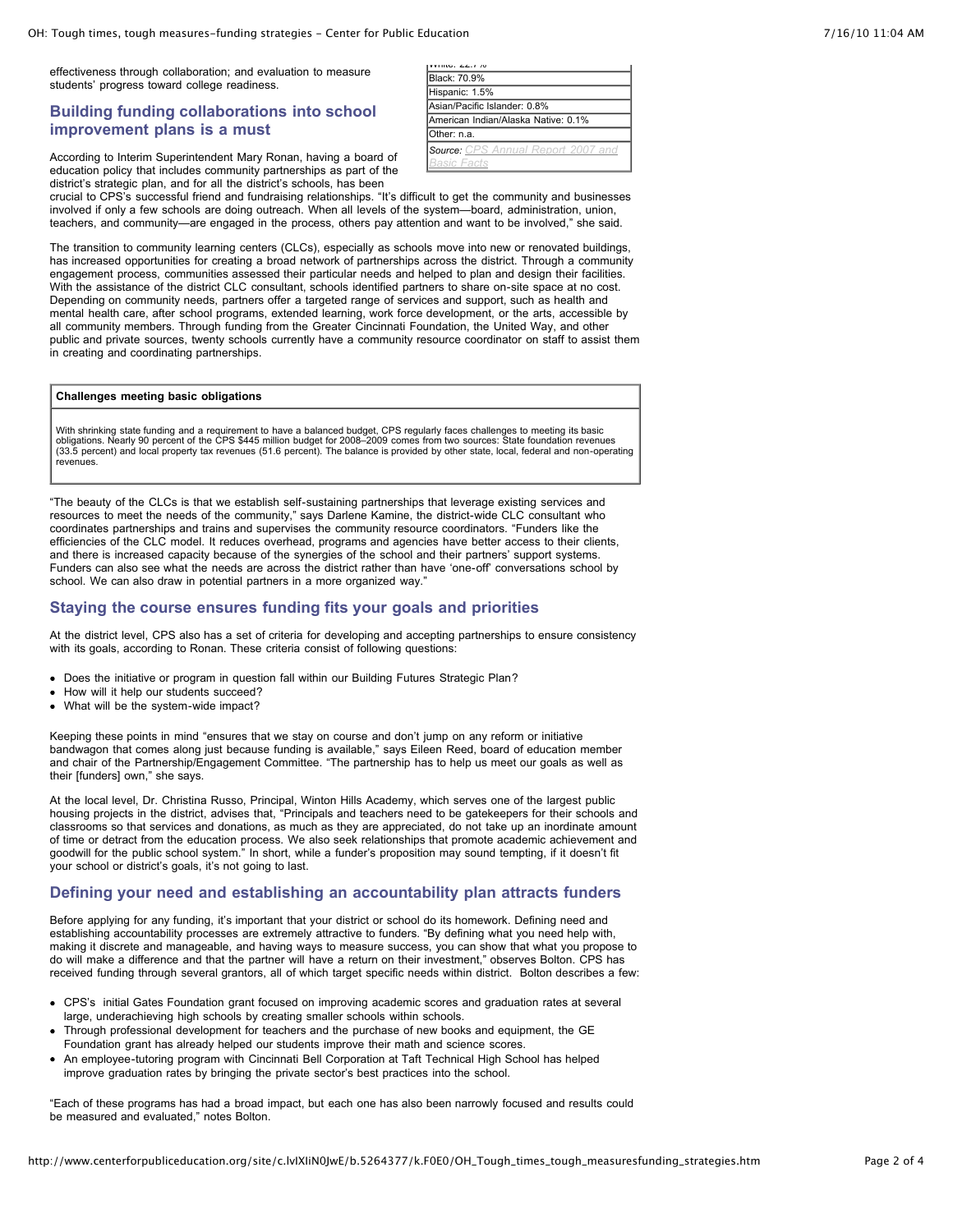effectiveness through collaboration; and evaluation to measure students' progress toward college readiness.

| White: 22.7% |
|---|
| Black: 70.9% |
| Hispanic: 1.5% |
| Asian/Pacific Islander: 0.8% |
| American Indian/Alaska Native: 0.1% |
| Other: n.a. |
| *Source: CPS Annual Report 2007 and Basic Facts* |

## Building funding collaborations into school improvement plans is a must

According to Interim Superintendent Mary Ronan, having a board of education policy that includes community partnerships as part of the district's strategic plan, and for all the district's schools, has been crucial to CPS's successful friend and fundraising relationships. "It's difficult to get the community and businesses involved if only a few schools are doing outreach. When all levels of the system—board, administration, union, teachers, and community—are engaged in the process, others pay attention and want to be involved," she said.

The transition to community learning centers (CLCs), especially as schools move into new or renovated buildings, has increased opportunities for creating a broad network of partnerships across the district. Through a community engagement process, communities assessed their particular needs and helped to plan and design their facilities. With the assistance of the district CLC consultant, schools identified partners to share on-site space at no cost. Depending on community needs, partners offer a targeted range of services and support, such as health and mental health care, after school programs, extended learning, work force development, or the arts, accessible by all community members. Through funding from the Greater Cincinnati Foundation, the United Way, and other public and private sources, twenty schools currently have a community resource coordinator on staff to assist them in creating and coordinating partnerships.

| **Challenges meeting basic obligations** |
|---|
| With shrinking state funding and a requirement to have a balanced budget, CPS regularly faces challenges to meeting its basic obligations. Nearly 90 percent of the CPS $445 million budget for 2008–2009 comes from two sources: State foundation revenues (33.5 percent) and local property tax revenues (51.6 percent). The balance is provided by other state, local, federal and non-operating revenues. |

"The beauty of the CLCs is that we establish self-sustaining partnerships that leverage existing services and resources to meet the needs of the community," says Darlene Kamine, the district-wide CLC consultant who coordinates partnerships and trains and supervises the community resource coordinators. "Funders like the efficiencies of the CLC model. It reduces overhead, programs and agencies have better access to their clients, and there is increased capacity because of the synergies of the school and their partners' support systems. Funders can also see what the needs are across the district rather than have 'one-off' conversations school by school. We can also draw in potential partners in a more organized way."

## Staying the course ensures funding fits your goals and priorities

At the district level, CPS also has a set of criteria for developing and accepting partnerships to ensure consistency with its goals, according to Ronan. These criteria consist of following questions:

- Does the initiative or program in question fall within our Building Futures Strategic Plan?
- How will it help our students succeed?
- What will be the system-wide impact?

Keeping these points in mind "ensures that we stay on course and don't jump on any reform or initiative bandwagon that comes along just because funding is available," says Eileen Reed, board of education member and chair of the Partnership/Engagement Committee. "The partnership has to help us meet our goals as well as their [funders] own," she says.

At the local level, Dr. Christina Russo, Principal, Winton Hills Academy, which serves one of the largest public housing projects in the district, advises that, "Principals and teachers need to be gatekeepers for their schools and classrooms so that services and donations, as much as they are appreciated, do not take up an inordinate amount of time or detract from the education process. We also seek relationships that promote academic achievement and goodwill for the public school system." In short, while a funder's proposition may sound tempting, if it doesn't fit your school or district's goals, it's not going to last.

## Defining your need and establishing an accountability plan attracts funders

Before applying for any funding, it's important that your district or school do its homework. Defining need and establishing accountability processes are extremely attractive to funders. "By defining what you need help with, making it discrete and manageable, and having ways to measure success, you can show that what you propose to do will make a difference and that the partner will have a return on their investment," observes Bolton. CPS has received funding through several grantors, all of which target specific needs within district. Bolton describes a few:

- CPS's initial Gates Foundation grant focused on improving academic scores and graduation rates at several large, underachieving high schools by creating smaller schools within schools.
- Through professional development for teachers and the purchase of new books and equipment, the GE Foundation grant has already helped our students improve their math and science scores.
- An employee-tutoring program with Cincinnati Bell Corporation at Taft Technical High School has helped improve graduation rates by bringing the private sector's best practices into the school.

"Each of these programs has had a broad impact, but each one has also been narrowly focused and results could be measured and evaluated," notes Bolton.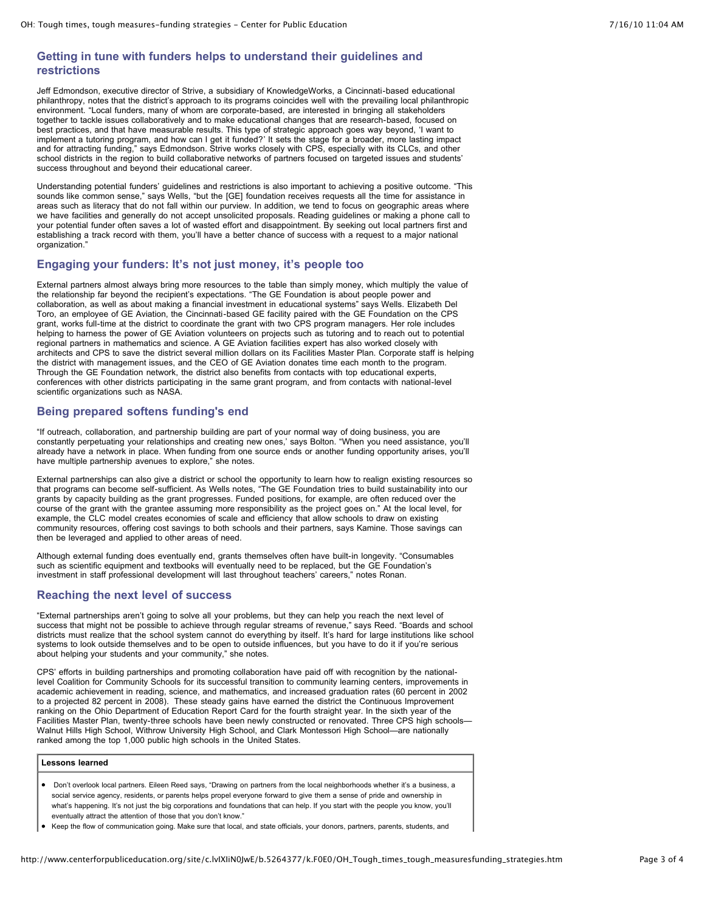## Getting in tune with funders helps to understand their guidelines and restrictions

Jeff Edmondson, executive director of Strive, a subsidiary of KnowledgeWorks, a Cincinnati-based educational philanthropy, notes that the district's approach to its programs coincides well with the prevailing local philanthropic environment. "Local funders, many of whom are corporate-based, are interested in bringing all stakeholders together to tackle issues collaboratively and to make educational changes that are research-based, focused on best practices, and that have measurable results. This type of strategic approach goes way beyond, 'I want to implement a tutoring program, and how can I get it funded?' It sets the stage for a broader, more lasting impact and for attracting funding," says Edmondson. Strive works closely with CPS, especially with its CLCs, and other school districts in the region to build collaborative networks of partners focused on targeted issues and students' success throughout and beyond their educational career.

Understanding potential funders' guidelines and restrictions is also important to achieving a positive outcome. "This sounds like common sense," says Wells, "but the [GE] foundation receives requests all the time for assistance in areas such as literacy that do not fall within our purview. In addition, we tend to focus on geographic areas where we have facilities and generally do not accept unsolicited proposals. Reading guidelines or making a phone call to your potential funder often saves a lot of wasted effort and disappointment. By seeking out local partners first and establishing a track record with them, you'll have a better chance of success with a request to a major national organization."

## Engaging your funders: It's not just money, it's people too

External partners almost always bring more resources to the table than simply money, which multiply the value of the relationship far beyond the recipient's expectations. "The GE Foundation is about people power and collaboration, as well as about making a financial investment in educational systems" says Wells. Elizabeth Del Toro, an employee of GE Aviation, the Cincinnati-based GE facility paired with the GE Foundation on the CPS grant, works full-time at the district to coordinate the grant with two CPS program managers. Her role includes helping to harness the power of GE Aviation volunteers on projects such as tutoring and to reach out to potential regional partners in mathematics and science. A GE Aviation facilities expert has also worked closely with architects and CPS to save the district several million dollars on its Facilities Master Plan. Corporate staff is helping the district with management issues, and the CEO of GE Aviation donates time each month to the program. Through the GE Foundation network, the district also benefits from contacts with top educational experts, conferences with other districts participating in the same grant program, and from contacts with national-level scientific organizations such as NASA.

## Being prepared softens funding's end

"If outreach, collaboration, and partnership building are part of your normal way of doing business, you are constantly perpetuating your relationships and creating new ones,' says Bolton. "When you need assistance, you'll already have a network in place. When funding from one source ends or another funding opportunity arises, you'll have multiple partnership avenues to explore," she notes.

External partnerships can also give a district or school the opportunity to learn how to realign existing resources so that programs can become self-sufficient. As Wells notes, "The GE Foundation tries to build sustainability into our grants by capacity building as the grant progresses. Funded positions, for example, are often reduced over the course of the grant with the grantee assuming more responsibility as the project goes on." At the local level, for example, the CLC model creates economies of scale and efficiency that allow schools to draw on existing community resources, offering cost savings to both schools and their partners, says Kamine. Those savings can then be leveraged and applied to other areas of need.

Although external funding does eventually end, grants themselves often have built-in longevity. "Consumables such as scientific equipment and textbooks will eventually need to be replaced, but the GE Foundation's investment in staff professional development will last throughout teachers' careers," notes Ronan.

## Reaching the next level of success

"External partnerships aren't going to solve all your problems, but they can help you reach the next level of success that might not be possible to achieve through regular streams of revenue," says Reed. "Boards and school districts must realize that the school system cannot do everything by itself. It's hard for large institutions like school systems to look outside themselves and to be open to outside influences, but you have to do it if you're serious about helping your students and your community," she notes.

CPS' efforts in building partnerships and promoting collaboration have paid off with recognition by the national-level Coalition for Community Schools for its successful transition to community learning centers, improvements in academic achievement in reading, science, and mathematics, and increased graduation rates (60 percent in 2002 to a projected 82 percent in 2008). These steady gains have earned the district the Continuous Improvement ranking on the Ohio Department of Education Report Card for the fourth straight year. In the sixth year of the Facilities Master Plan, twenty-three schools have been newly constructed or renovated. Three CPS high schools—Walnut Hills High School, Withrow University High School, and Clark Montessori High School—are nationally ranked among the top 1,000 public high schools in the United States.

**Lessons learned**

- Don't overlook local partners. Eileen Reed says, "Drawing on partners from the local neighborhoods whether it's a business, a social service agency, residents, or parents helps propel everyone forward to give them a sense of pride and ownership in what's happening. It's not just the big corporations and foundations that can help. If you start with the people you know, you'll eventually attract the attention of those that you don't know."
- Keep the flow of communication going. Make sure that local, and state officials, your donors, partners, parents, students, and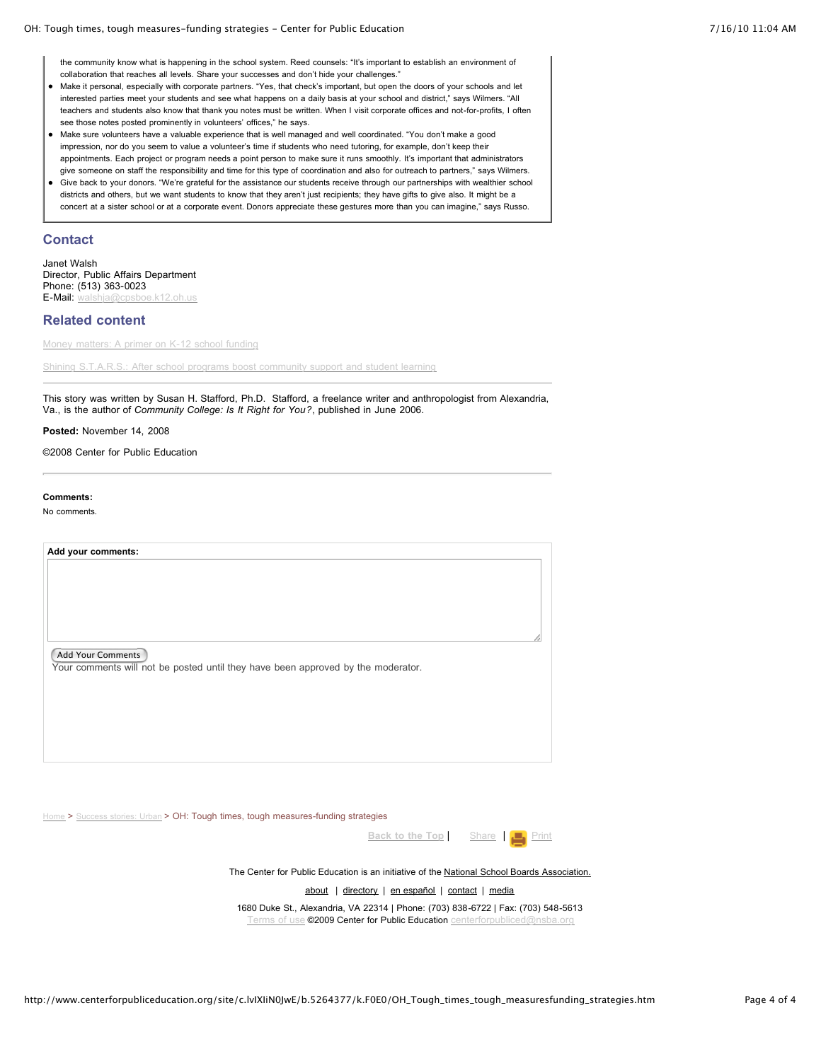the community know what is happening in the school system. Reed counsels: "It's important to establish an environment of collaboration that reaches all levels. Share your successes and don't hide your challenges."

- Make it personal, especially with corporate partners. "Yes, that check's important, but open the doors of your schools and let interested parties meet your students and see what happens on a daily basis at your school and district," says Wilmers. "All teachers and students also know that thank you notes must be written. When I visit corporate offices and not-for-profits, I often see those notes posted prominently in volunteers' offices," he says.
- Make sure volunteers have a valuable experience that is well managed and well coordinated. "You don't make a good impression, nor do you seem to value a volunteer's time if students who need tutoring, for example, don't keep their appointments. Each project or program needs a point person to make sure it runs smoothly. It's important that administrators give someone on staff the responsibility and time for this type of coordination and also for outreach to partners," says Wilmers.
- Give back to your donors. "We're grateful for the assistance our students receive through our partnerships with wealthier school districts and others, but we want students to know that they aren't just recipients; they have gifts to give also. It might be a concert at a sister school or at a corporate event. Donors appreciate these gestures more than you can imagine," says Russo.

## Contact

Janet Walsh
Director, Public Affairs Department
Phone: (513) 363-0023
E-Mail: walshja@cpsboe.k12.oh.us

## Related content

Money matters: A primer on K-12 school funding

Shining S.T.A.R.S.: After school programs boost community support and student learning

---

This story was written by Susan H. Stafford, Ph.D. Stafford, a freelance writer and anthropologist from Alexandria, Va., is the author of *Community College: Is It Right for You?*, published in June 2006.

**Posted:** November 14, 2008

©2008 Center for Public Education

---

**Comments:**

No comments.

**Add your comments:**

Add Your Comments

Your comments will not be posted until they have been approved by the moderator.

Home > Success stories: Urban > OH: Tough times, tough measures-funding strategies

Back to the Top | Share | Print

The Center for Public Education is an initiative of the National School Boards Association.

about | directory | en español | contact | media

1680 Duke St., Alexandria, VA 22314 | Phone: (703) 838-6722 | Fax: (703) 548-5613
Terms of use ©2009 Center for Public Education centerforpubliced@nsba.org